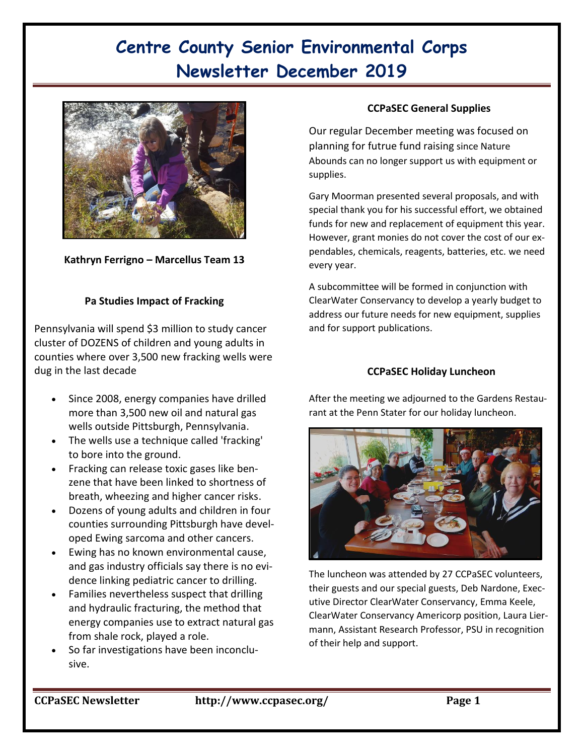# Centre County Senior Environmental Corps Newsletter December 2019

**Kathryn Ferrigno – Marcellus Team 13**

### Pa Studies Impact of Fracking

Pennsylvania will spend $3 million to study cancer cluster of DOZENS of children and young adults in counties where over 3,500 new fracking wells were dug in the last decade

- Since 2008, energy companies have drilled more than 3,500 new oil and natural gas wells outside Pittsburgh, Pennsylvania.
- The wells use a technique called 'fracking' to bore into the ground.
- Fracking can release toxic gases like benzene that have been linked to shortness of breath, wheezing and higher cancer risks.
- Dozens of young adults and children in four counties surrounding Pittsburgh have developed Ewing sarcoma and other cancers.
- Ewing has no known environmental cause, and gas industry officials say there is no evidence linking pediatric cancer to drilling.
- Families nevertheless suspect that drilling and hydraulic fracturing, the method that energy companies use to extract natural gas from shale rock, played a role.
- So far investigations have been inconclusive.

### CCPaSEC General Supplies

Our regular December meeting was focused on planning for futrue fund raising since Nature Abounds can no longer support us with equipment or supplies.

Gary Moorman presented several proposals, and with special thank you for his successful effort, we obtained funds for new and replacement of equipment this year. However, grant monies do not cover the cost of our expendables, chemicals, reagents, batteries, etc. we need every year.

A subcommittee will be formed in conjunction with ClearWater Conservancy to develop a yearly budget to address our future needs for new equipment, supplies and for support publications.

### CCPaSEC Holiday Luncheon

After the meeting we adjourned to the Gardens Restaurant at the Penn Stater for our holiday luncheon.

The luncheon was attended by 27 CCPaSEC volunteers, their guests and our special guests, Deb Nardone, Executive Director ClearWater Conservancy, Emma Keele, ClearWater Conservancy Americorp position, Laura Liermann, Assistant Research Professor, PSU in recognition of their help and support.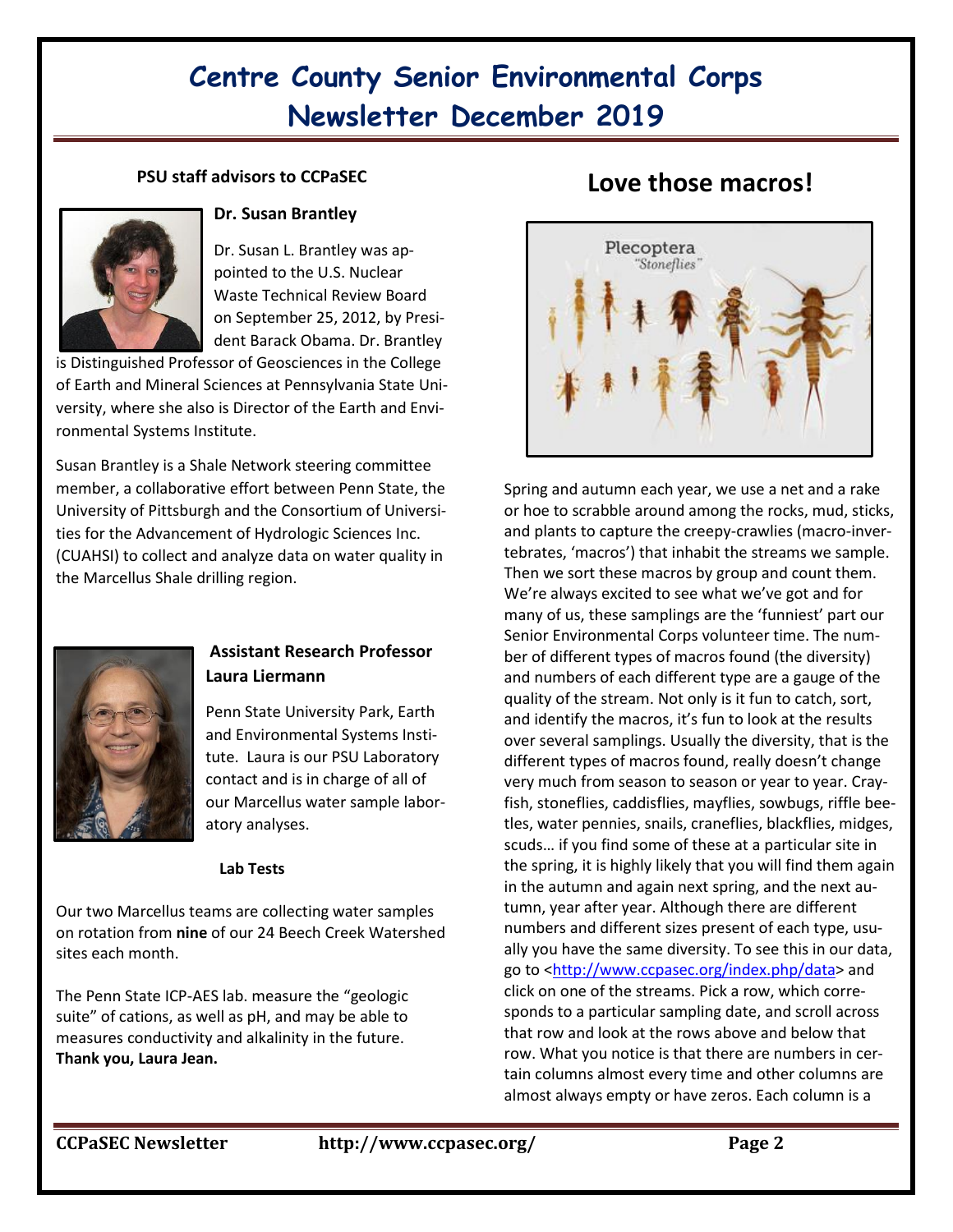# Centre County Senior Environmental Corps Newsletter December 2019

**PSU staff advisors to CCPaSEC**

**Dr. Susan Brantley**

Dr. Susan L. Brantley was appointed to the U.S. Nuclear Waste Technical Review Board on September 25, 2012, by President Barack Obama. Dr. Brantley is Distinguished Professor of Geosciences in the College of Earth and Mineral Sciences at Pennsylvania State University, where she also is Director of the Earth and Environmental Systems Institute.

Susan Brantley is a Shale Network steering committee member, a collaborative effort between Penn State, the University of Pittsburgh and the Consortium of Universities for the Advancement of Hydrologic Sciences Inc. (CUAHSI) to collect and analyze data on water quality in the Marcellus Shale drilling region.

**Assistant Research Professor Laura Liermann**

Penn State University Park, Earth and Environmental Systems Institute. Laura is our PSU Laboratory contact and is in charge of all of our Marcellus water sample laboratory analyses.

**Lab Tests**

Our two Marcellus teams are collecting water samples on rotation from **nine** of our 24 Beech Creek Watershed sites each month.

The Penn State ICP-AES lab. measure the "geologic suite" of cations, as well as pH, and may be able to measures conductivity and alkalinity in the future. **Thank you, Laura Jean.**

## Love those macros!

Plecoptera "Stoneflies"

Spring and autumn each year, we use a net and a rake or hoe to scrabble around among the rocks, mud, sticks, and plants to capture the creepy-crawlies (macro-invertebrates, 'macros') that inhabit the streams we sample. Then we sort these macros by group and count them. We're always excited to see what we've got and for many of us, these samplings are the 'funniest' part our Senior Environmental Corps volunteer time. The number of different types of macros found (the diversity) and numbers of each different type are a gauge of the quality of the stream. Not only is it fun to catch, sort, and identify the macros, it's fun to look at the results over several samplings. Usually the diversity, that is the different types of macros found, really doesn't change very much from season to season or year to year. Crayfish, stoneflies, caddisflies, mayflies, sowbugs, riffle beetles, water pennies, snails, craneflies, blackflies, midges, scuds… if you find some of these at a particular site in the spring, it is highly likely that you will find them again in the autumn and again next spring, and the next autumn, year after year. Although there are different numbers and different sizes present of each type, usually you have the same diversity. To see this in our data, go to <http://www.ccpasec.org/index.php/data> and click on one of the streams. Pick a row, which corresponds to a particular sampling date, and scroll across that row and look at the rows above and below that row. What you notice is that there are numbers in certain columns almost every time and other columns are almost always empty or have zeros. Each column is a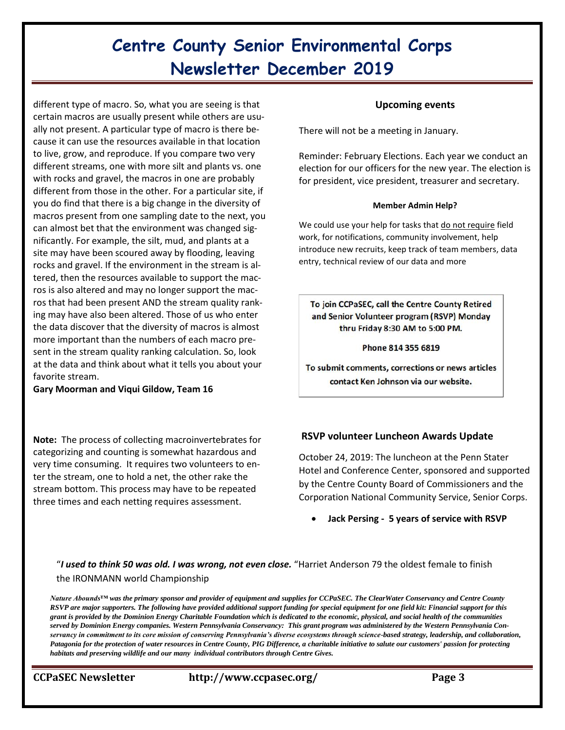# Centre County Senior Environmental Corps Newsletter December 2019

different type of macro. So, what you are seeing is that certain macros are usually present while others are usually not present. A particular type of macro is there because it can use the resources available in that location to live, grow, and reproduce. If you compare two very different streams, one with more silt and plants vs. one with rocks and gravel, the macros in one are probably different from those in the other. For a particular site, if you do find that there is a big change in the diversity of macros present from one sampling date to the next, you can almost bet that the environment was changed significantly. For example, the silt, mud, and plants at a site may have been scoured away by flooding, leaving rocks and gravel. If the environment in the stream is altered, then the resources available to support the macros is also altered and may no longer support the macros that had been present AND the stream quality ranking may have also been altered. Those of us who enter the data discover that the diversity of macros is almost more important than the numbers of each macro present in the stream quality ranking calculation. So, look at the data and think about what it tells you about your favorite stream.

**Gary Moorman and Viqui Gildow, Team 16**

**Note:** The process of collecting macroinvertebrates for categorizing and counting is somewhat hazardous and very time consuming. It requires two volunteers to enter the stream, one to hold a net, the other rake the stream bottom. This process may have to be repeated three times and each netting requires assessment.

## Upcoming events

There will not be a meeting in January.

Reminder: February Elections. Each year we conduct an election for our officers for the new year. The election is for president, vice president, treasurer and secretary.

**Member Admin Help?**

We could use your help for tasks that do not require field work, for notifications, community involvement, help introduce new recruits, keep track of team members, data entry, technical review of our data and more

**To join CCPaSEC, call the Centre County Retired and Senior Volunteer program (RSVP) Monday thru Friday 8:30 AM to 5:00 PM.**

**Phone 814 355 6819**

**To submit comments, corrections or news articles contact Ken Johnson via our website.**

## RSVP volunteer Luncheon Awards Update

October 24, 2019: The luncheon at the Penn Stater Hotel and Conference Center, sponsored and supported by the Centre County Board of Commissioners and the Corporation National Community Service, Senior Corps.

- **Jack Persing - 5 years of service with RSVP**

"***I used to think 50 was old. I was wrong, not even close.*** "Harriet Anderson 79 the oldest female to finish the IRONMANN world Championship

***Nature Abounds™ was the primary sponsor and provider of equipment and supplies for CCPaSEC. The ClearWater Conservancy and Centre County RSVP are major supporters. The following have provided additional support funding for special equipment for one field kit: Financial support for this grant is provided by the Dominion Energy Charitable Foundation which is dedicated to the economic, physical, and social health of the communities served by Dominion Energy companies. Western Pennsylvania Conservancy: This grant program was administered by the Western Pennsylvania Conservancy in commitment to its core mission of conserving Pennsylvania's diverse ecosystems through science-based strategy, leadership, and collaboration, Patagonia for the protection of water resources in Centre County, PIG Difference, a charitable initiative to salute our customers' passion for protecting habitats and preserving wildlife and our many individual contributors through Centre Gives.***